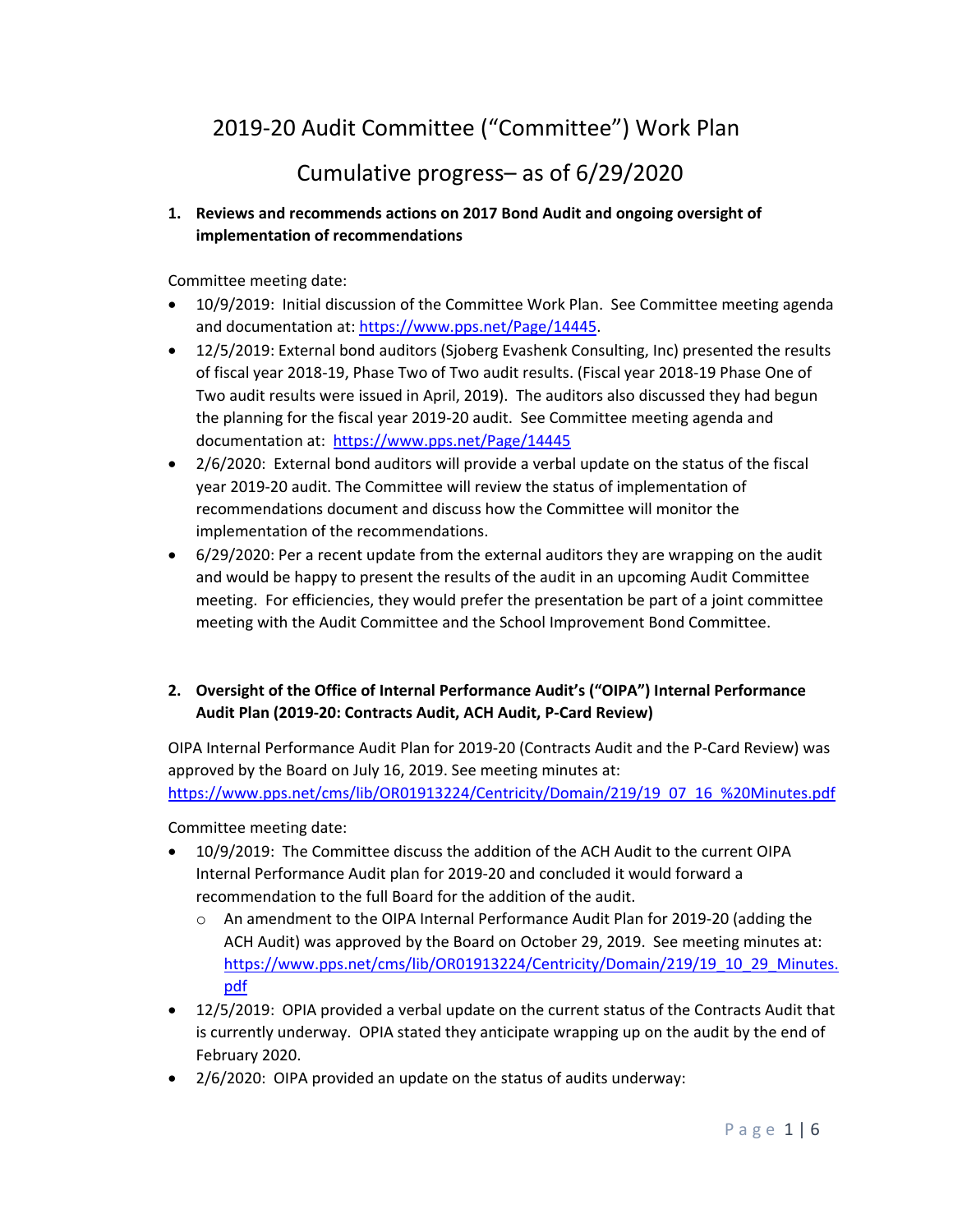# 2019-20 Audit Committee ("Committee") Work Plan

## Cumulative progress– as of 6/29/2020

1. **Reviews and recommends actions on 2017 Bond Audit and ongoing oversight of implementation of recommendations**

Committee meeting date:

- 10/9/2019: Initial discussion of the Committee Work Plan. See Committee meeting agenda and documentation at: https://www.pps.net/Page/14445.
- 12/5/2019: External bond auditors (Sjoberg Evashenk Consulting, Inc) presented the results of fiscal year 2018-19, Phase Two of Two audit results. (Fiscal year 2018-19 Phase One of Two audit results were issued in April, 2019). The auditors also discussed they had begun the planning for the fiscal year 2019-20 audit. See Committee meeting agenda and documentation at: https://www.pps.net/Page/14445
- 2/6/2020: External bond auditors will provide a verbal update on the status of the fiscal year 2019-20 audit. The Committee will review the status of implementation of recommendations document and discuss how the Committee will monitor the implementation of the recommendations.
- 6/29/2020: Per a recent update from the external auditors they are wrapping on the audit and would be happy to present the results of the audit in an upcoming Audit Committee meeting. For efficiencies, they would prefer the presentation be part of a joint committee meeting with the Audit Committee and the School Improvement Bond Committee.

2. **Oversight of the Office of Internal Performance Audit's ("OIPA") Internal Performance Audit Plan (2019-20: Contracts Audit, ACH Audit, P-Card Review)**

OIPA Internal Performance Audit Plan for 2019-20 (Contracts Audit and the P-Card Review) was approved by the Board on July 16, 2019. See meeting minutes at: https://www.pps.net/cms/lib/OR01913224/Centricity/Domain/219/19_07_16_%20Minutes.pdf

Committee meeting date:

- 10/9/2019: The Committee discuss the addition of the ACH Audit to the current OIPA Internal Performance Audit plan for 2019-20 and concluded it would forward a recommendation to the full Board for the addition of the audit.
  - An amendment to the OIPA Internal Performance Audit Plan for 2019-20 (adding the ACH Audit) was approved by the Board on October 29, 2019. See meeting minutes at: https://www.pps.net/cms/lib/OR01913224/Centricity/Domain/219/19_10_29_Minutes.pdf
- 12/5/2019: OPIA provided a verbal update on the current status of the Contracts Audit that is currently underway. OPIA stated they anticipate wrapping up on the audit by the end of February 2020.
- 2/6/2020: OIPA provided an update on the status of audits underway: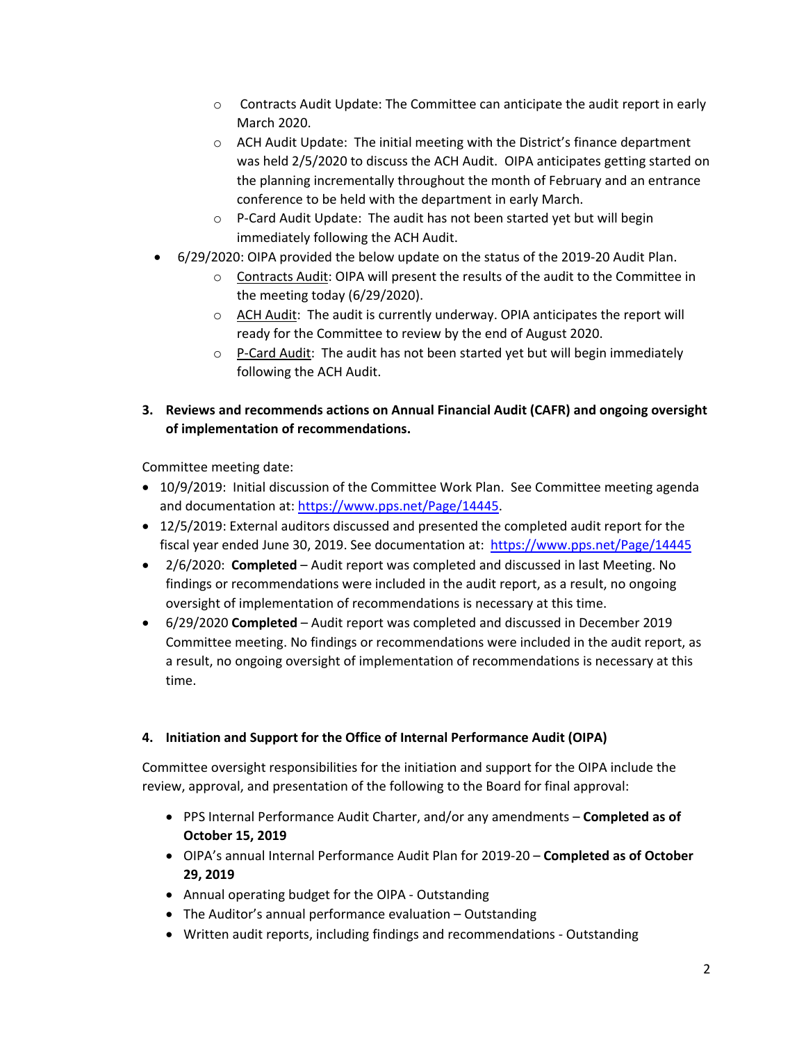- Contracts Audit Update: The Committee can anticipate the audit report in early March 2020.
  - ACH Audit Update: The initial meeting with the District's finance department was held 2/5/2020 to discuss the ACH Audit. OIPA anticipates getting started on the planning incrementally throughout the month of February and an entrance conference to be held with the department in early March.
  - P-Card Audit Update: The audit has not been started yet but will begin immediately following the ACH Audit.
- 6/29/2020: OIPA provided the below update on the status of the 2019-20 Audit Plan.
  - Contracts Audit: OIPA will present the results of the audit to the Committee in the meeting today (6/29/2020).
  - ACH Audit: The audit is currently underway. OPIA anticipates the report will ready for the Committee to review by the end of August 2020.
  - P-Card Audit: The audit has not been started yet but will begin immediately following the ACH Audit.

3. **Reviews and recommends actions on Annual Financial Audit (CAFR) and ongoing oversight of implementation of recommendations.**

Committee meeting date:

- 10/9/2019: Initial discussion of the Committee Work Plan. See Committee meeting agenda and documentation at: https://www.pps.net/Page/14445.
- 12/5/2019: External auditors discussed and presented the completed audit report for the fiscal year ended June 30, 2019. See documentation at: https://www.pps.net/Page/14445
- 2/6/2020: **Completed** – Audit report was completed and discussed in last Meeting. No findings or recommendations were included in the audit report, as a result, no ongoing oversight of implementation of recommendations is necessary at this time.
- 6/29/2020 **Completed** – Audit report was completed and discussed in December 2019 Committee meeting. No findings or recommendations were included in the audit report, as a result, no ongoing oversight of implementation of recommendations is necessary at this time.

4. **Initiation and Support for the Office of Internal Performance Audit (OIPA)**

Committee oversight responsibilities for the initiation and support for the OIPA include the review, approval, and presentation of the following to the Board for final approval:

- PPS Internal Performance Audit Charter, and/or any amendments – **Completed as of October 15, 2019**
- OIPA's annual Internal Performance Audit Plan for 2019-20 – **Completed as of October 29, 2019**
- Annual operating budget for the OIPA - Outstanding
- The Auditor's annual performance evaluation – Outstanding
- Written audit reports, including findings and recommendations - Outstanding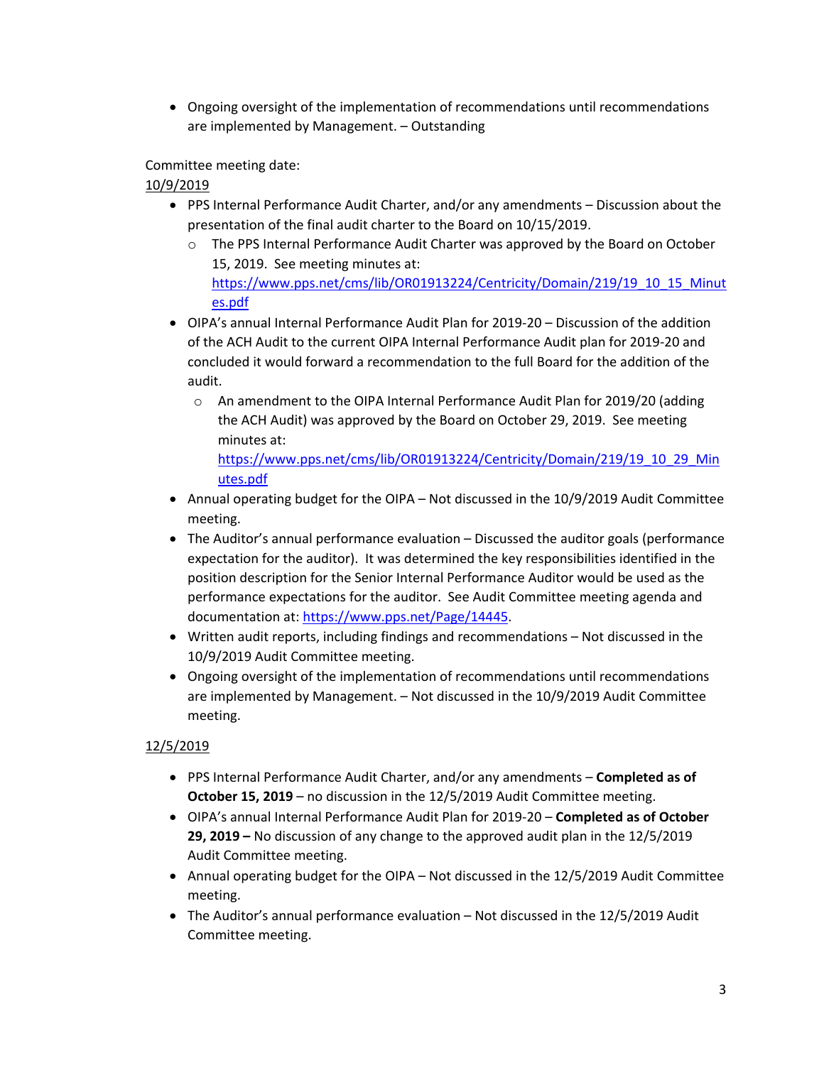- Ongoing oversight of the implementation of recommendations until recommendations are implemented by Management. – Outstanding

Committee meeting date:

<u>10/9/2019</u>

- PPS Internal Performance Audit Charter, and/or any amendments – Discussion about the presentation of the final audit charter to the Board on 10/15/2019.
  - The PPS Internal Performance Audit Charter was approved by the Board on October 15, 2019. See meeting minutes at: [https://www.pps.net/cms/lib/OR01913224/Centricity/Domain/219/19_10_15_Minutes.pdf](https://www.pps.net/cms/lib/OR01913224/Centricity/Domain/219/19_10_15_Minutes.pdf)
- OIPA's annual Internal Performance Audit Plan for 2019-20 – Discussion of the addition of the ACH Audit to the current OIPA Internal Performance Audit plan for 2019-20 and concluded it would forward a recommendation to the full Board for the addition of the audit.
  - An amendment to the OIPA Internal Performance Audit Plan for 2019/20 (adding the ACH Audit) was approved by the Board on October 29, 2019. See meeting minutes at: [https://www.pps.net/cms/lib/OR01913224/Centricity/Domain/219/19_10_29_Minutes.pdf](https://www.pps.net/cms/lib/OR01913224/Centricity/Domain/219/19_10_29_Minutes.pdf)
- Annual operating budget for the OIPA – Not discussed in the 10/9/2019 Audit Committee meeting.
- The Auditor's annual performance evaluation – Discussed the auditor goals (performance expectation for the auditor). It was determined the key responsibilities identified in the position description for the Senior Internal Performance Auditor would be used as the performance expectations for the auditor. See Audit Committee meeting agenda and documentation at: [https://www.pps.net/Page/14445](https://www.pps.net/Page/14445).
- Written audit reports, including findings and recommendations – Not discussed in the 10/9/2019 Audit Committee meeting.
- Ongoing oversight of the implementation of recommendations until recommendations are implemented by Management. – Not discussed in the 10/9/2019 Audit Committee meeting.

<u>12/5/2019</u>

- PPS Internal Performance Audit Charter, and/or any amendments – **Completed as of October 15, 2019** – no discussion in the 12/5/2019 Audit Committee meeting.
- OIPA's annual Internal Performance Audit Plan for 2019-20 – **Completed as of October 29, 2019 –** No discussion of any change to the approved audit plan in the 12/5/2019 Audit Committee meeting.
- Annual operating budget for the OIPA – Not discussed in the 12/5/2019 Audit Committee meeting.
- The Auditor's annual performance evaluation – Not discussed in the 12/5/2019 Audit Committee meeting.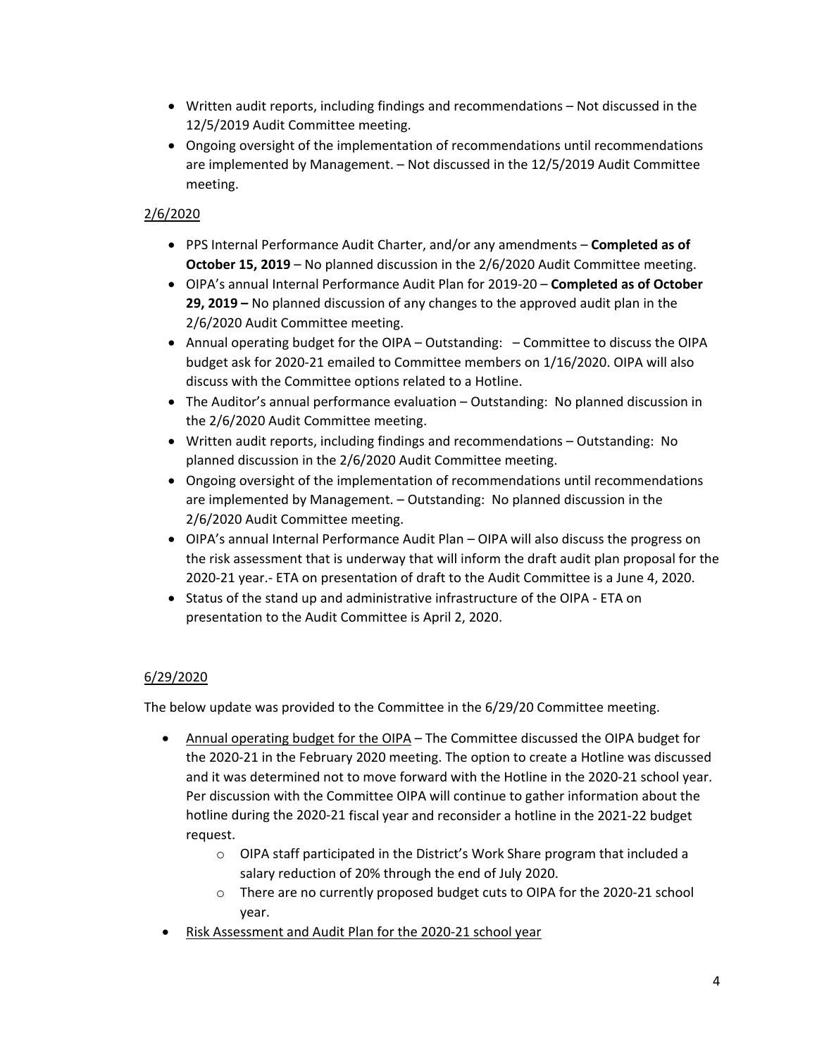- Written audit reports, including findings and recommendations – Not discussed in the 12/5/2019 Audit Committee meeting.
- Ongoing oversight of the implementation of recommendations until recommendations are implemented by Management. – Not discussed in the 12/5/2019 Audit Committee meeting.

2/6/2020

- PPS Internal Performance Audit Charter, and/or any amendments – **Completed as of October 15, 2019** – No planned discussion in the 2/6/2020 Audit Committee meeting.
- OIPA's annual Internal Performance Audit Plan for 2019-20 – **Completed as of October 29, 2019 –** No planned discussion of any changes to the approved audit plan in the 2/6/2020 Audit Committee meeting.
- Annual operating budget for the OIPA – Outstanding: – Committee to discuss the OIPA budget ask for 2020-21 emailed to Committee members on 1/16/2020. OIPA will also discuss with the Committee options related to a Hotline.
- The Auditor's annual performance evaluation – Outstanding: No planned discussion in the 2/6/2020 Audit Committee meeting.
- Written audit reports, including findings and recommendations – Outstanding: No planned discussion in the 2/6/2020 Audit Committee meeting.
- Ongoing oversight of the implementation of recommendations until recommendations are implemented by Management. – Outstanding: No planned discussion in the 2/6/2020 Audit Committee meeting.
- OIPA's annual Internal Performance Audit Plan – OIPA will also discuss the progress on the risk assessment that is underway that will inform the draft audit plan proposal for the 2020-21 year.- ETA on presentation of draft to the Audit Committee is a June 4, 2020.
- Status of the stand up and administrative infrastructure of the OIPA - ETA on presentation to the Audit Committee is April 2, 2020.

6/29/2020

The below update was provided to the Committee in the 6/29/20 Committee meeting.

- Annual operating budget for the OIPA – The Committee discussed the OIPA budget for the 2020-21 in the February 2020 meeting. The option to create a Hotline was discussed and it was determined not to move forward with the Hotline in the 2020-21 school year. Per discussion with the Committee OIPA will continue to gather information about the hotline during the 2020-21 fiscal year and reconsider a hotline in the 2021-22 budget request.
    - OIPA staff participated in the District's Work Share program that included a salary reduction of 20% through the end of July 2020.
    - There are no currently proposed budget cuts to OIPA for the 2020-21 school year.
- Risk Assessment and Audit Plan for the 2020-21 school year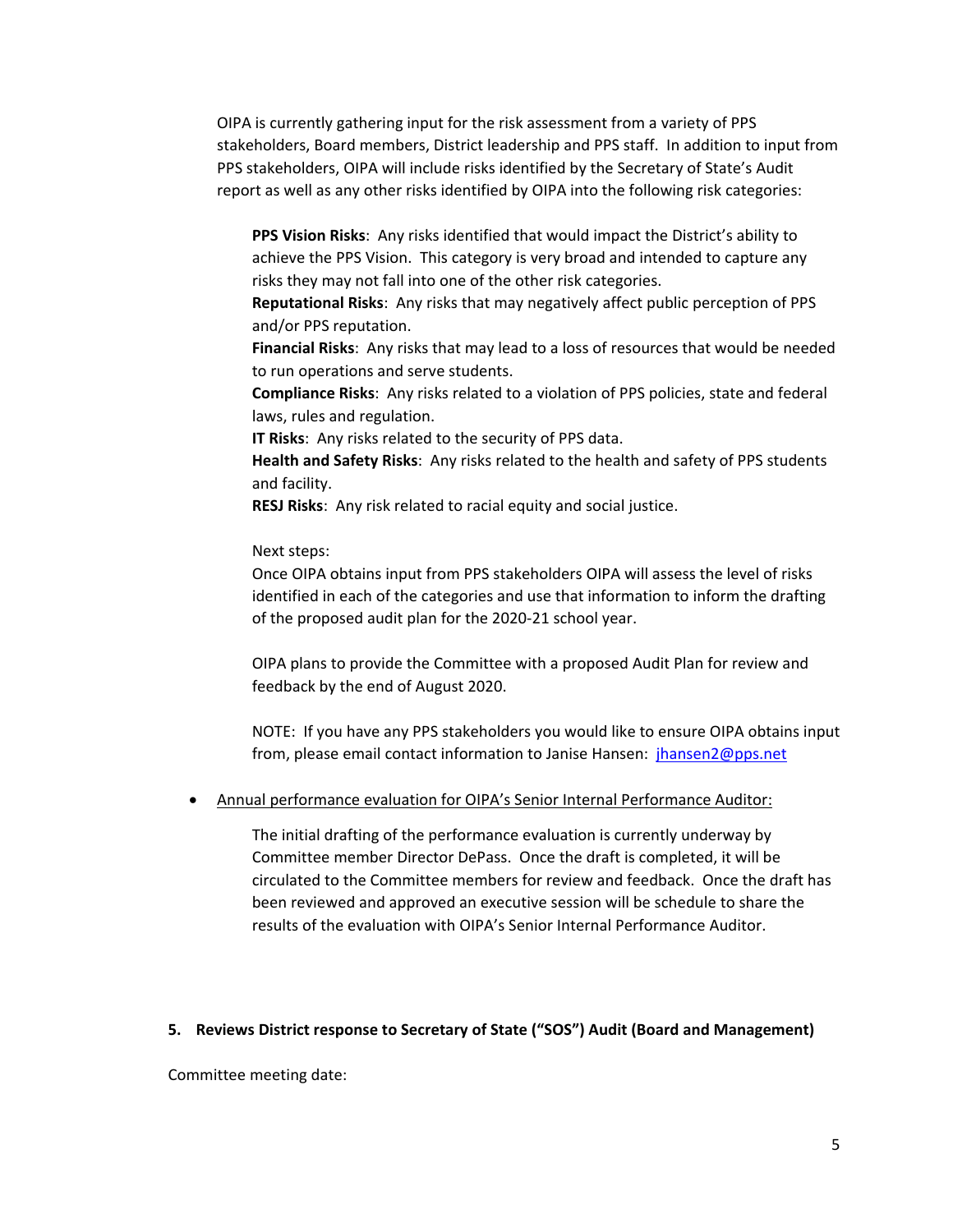OIPA is currently gathering input for the risk assessment from a variety of PPS stakeholders, Board members, District leadership and PPS staff. In addition to input from PPS stakeholders, OIPA will include risks identified by the Secretary of State's Audit report as well as any other risks identified by OIPA into the following risk categories:

**PPS Vision Risks**: Any risks identified that would impact the District's ability to achieve the PPS Vision. This category is very broad and intended to capture any risks they may not fall into one of the other risk categories.
**Reputational Risks**: Any risks that may negatively affect public perception of PPS and/or PPS reputation.
**Financial Risks**: Any risks that may lead to a loss of resources that would be needed to run operations and serve students.
**Compliance Risks**: Any risks related to a violation of PPS policies, state and federal laws, rules and regulation.
**IT Risks**: Any risks related to the security of PPS data.
**Health and Safety Risks**: Any risks related to the health and safety of PPS students and facility.
**RESJ Risks**: Any risk related to racial equity and social justice.

Next steps:
Once OIPA obtains input from PPS stakeholders OIPA will assess the level of risks identified in each of the categories and use that information to inform the drafting of the proposed audit plan for the 2020-21 school year.

OIPA plans to provide the Committee with a proposed Audit Plan for review and feedback by the end of August 2020.

NOTE: If you have any PPS stakeholders you would like to ensure OIPA obtains input from, please email contact information to Janise Hansen: jhansen2@pps.net

- Annual performance evaluation for OIPA's Senior Internal Performance Auditor:

  The initial drafting of the performance evaluation is currently underway by Committee member Director DePass. Once the draft is completed, it will be circulated to the Committee members for review and feedback. Once the draft has been reviewed and approved an executive session will be schedule to share the results of the evaluation with OIPA's Senior Internal Performance Auditor.

**5. Reviews District response to Secretary of State ("SOS") Audit (Board and Management)**

Committee meeting date: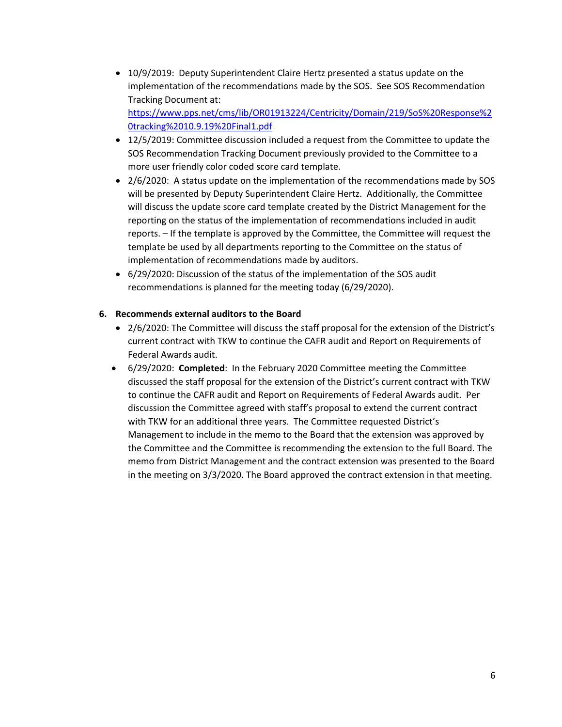- 10/9/2019: Deputy Superintendent Claire Hertz presented a status update on the implementation of the recommendations made by the SOS. See SOS Recommendation Tracking Document at: https://www.pps.net/cms/lib/OR01913224/Centricity/Domain/219/SoS%20Response%20tracking%2010.9.19%20Final1.pdf
- 12/5/2019: Committee discussion included a request from the Committee to update the SOS Recommendation Tracking Document previously provided to the Committee to a more user friendly color coded score card template.
- 2/6/2020: A status update on the implementation of the recommendations made by SOS will be presented by Deputy Superintendent Claire Hertz. Additionally, the Committee will discuss the update score card template created by the District Management for the reporting on the status of the implementation of recommendations included in audit reports. – If the template is approved by the Committee, the Committee will request the template be used by all departments reporting to the Committee on the status of implementation of recommendations made by auditors.
- 6/29/2020: Discussion of the status of the implementation of the SOS audit recommendations is planned for the meeting today (6/29/2020).

**6. Recommends external auditors to the Board**

- 2/6/2020: The Committee will discuss the staff proposal for the extension of the District's current contract with TKW to continue the CAFR audit and Report on Requirements of Federal Awards audit.
- 6/29/2020: **Completed**: In the February 2020 Committee meeting the Committee discussed the staff proposal for the extension of the District's current contract with TKW to continue the CAFR audit and Report on Requirements of Federal Awards audit. Per discussion the Committee agreed with staff's proposal to extend the current contract with TKW for an additional three years. The Committee requested District's Management to include in the memo to the Board that the extension was approved by the Committee and the Committee is recommending the extension to the full Board. The memo from District Management and the contract extension was presented to the Board in the meeting on 3/3/2020. The Board approved the contract extension in that meeting.